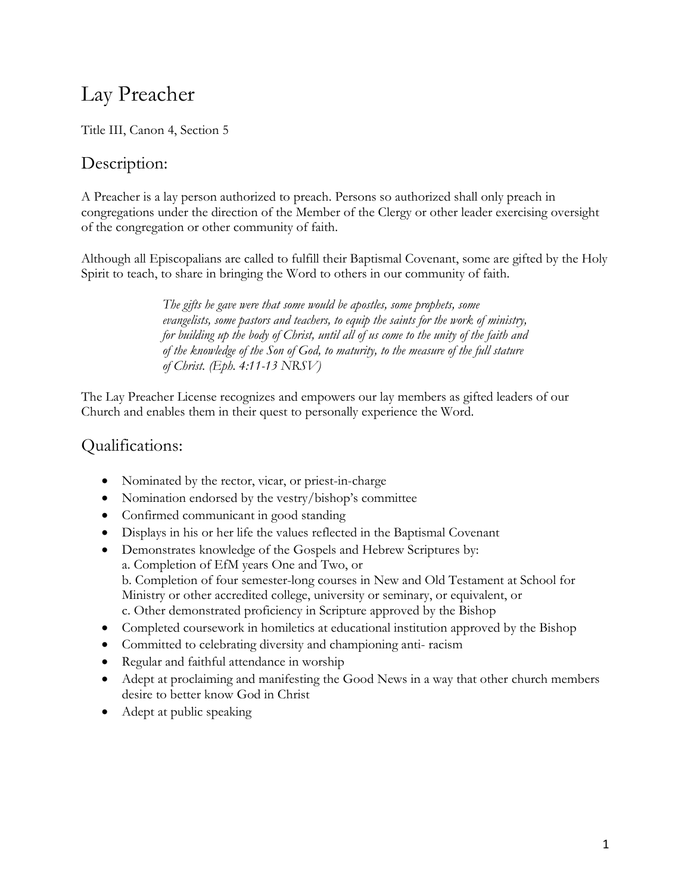# Lay Preacher

Title III, Canon 4, Section 5

## Description:

A Preacher is a lay person authorized to preach. Persons so authorized shall only preach in congregations under the direction of the Member of the Clergy or other leader exercising oversight of the congregation or other community of faith.

Although all Episcopalians are called to fulfill their Baptismal Covenant, some are gifted by the Holy Spirit to teach, to share in bringing the Word to others in our community of faith.

> *The gifts he gave were that some would be apostles, some prophets, some evangelists, some pastors and teachers, to equip the saints for the work of ministry, for building up the body of Christ, until all of us come to the unity of the faith and of the knowledge of the Son of God, to maturity, to the measure of the full stature of Christ. (Eph. 4:11-13 NRSV)*

The Lay Preacher License recognizes and empowers our lay members as gifted leaders of our Church and enables them in their quest to personally experience the Word.

## Qualifications:

- Nominated by the rector, vicar, or priest-in-charge
- Nomination endorsed by the vestry/bishop's committee
- Confirmed communicant in good standing
- Displays in his or her life the values reflected in the Baptismal Covenant
- Demonstrates knowledge of the Gospels and Hebrew Scriptures by:
  a. Completion of EfM years One and Two, or
  b. Completion of four semester-long courses in New and Old Testament at School for Ministry or other accredited college, university or seminary, or equivalent, or
  c. Other demonstrated proficiency in Scripture approved by the Bishop
- Completed coursework in homiletics at educational institution approved by the Bishop
- Committed to celebrating diversity and championing anti- racism
- Regular and faithful attendance in worship
- Adept at proclaiming and manifesting the Good News in a way that other church members desire to better know God in Christ
- Adept at public speaking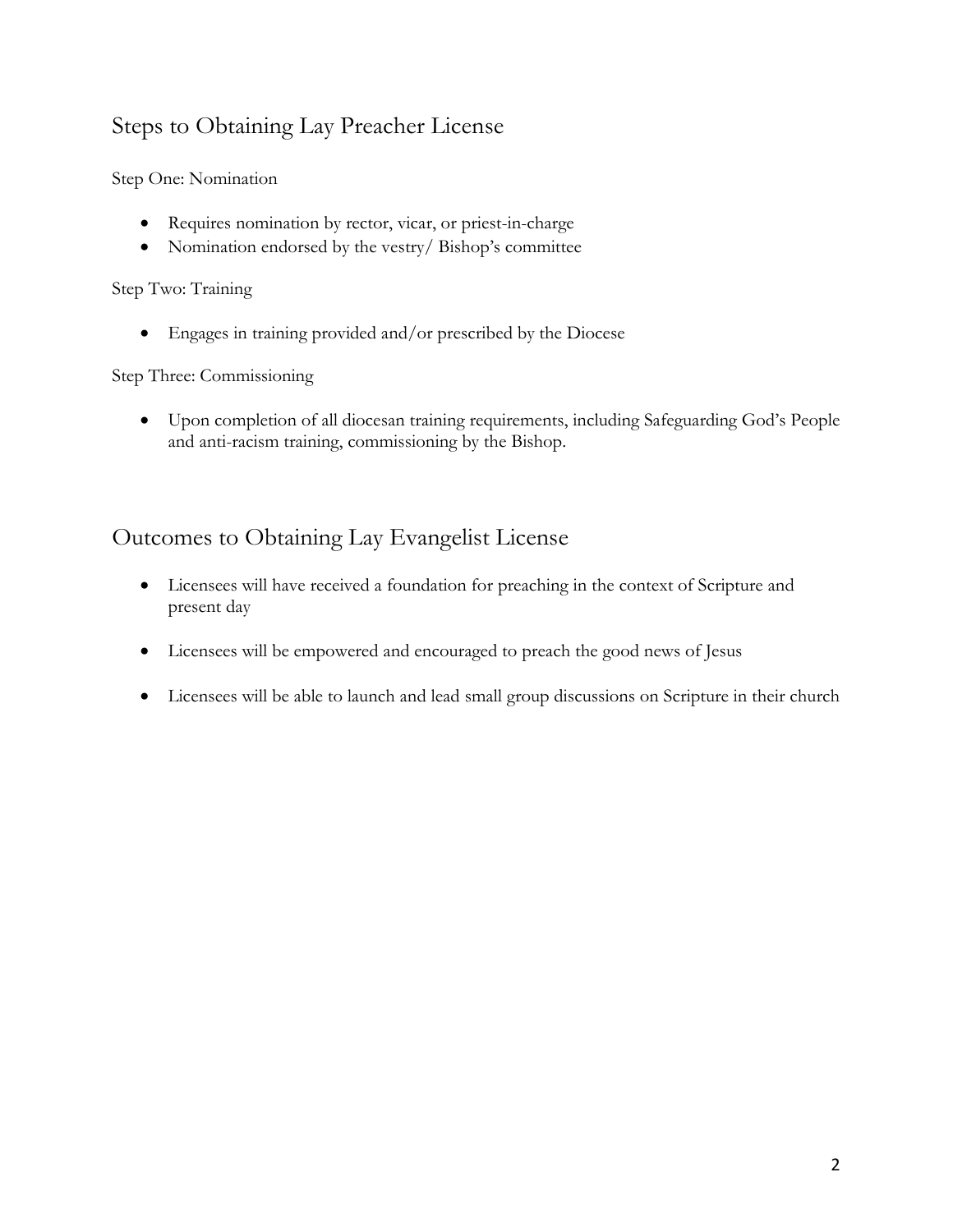## Steps to Obtaining Lay Preacher License

Step One: Nomination

- Requires nomination by rector, vicar, or priest-in-charge
- Nomination endorsed by the vestry/ Bishop's committee

Step Two: Training

- Engages in training provided and/or prescribed by the Diocese

Step Three: Commissioning

- Upon completion of all diocesan training requirements, including Safeguarding God's People and anti-racism training, commissioning by the Bishop.

## Outcomes to Obtaining Lay Evangelist License

- Licensees will have received a foundation for preaching in the context of Scripture and present day
- Licensees will be empowered and encouraged to preach the good news of Jesus
- Licensees will be able to launch and lead small group discussions on Scripture in their church